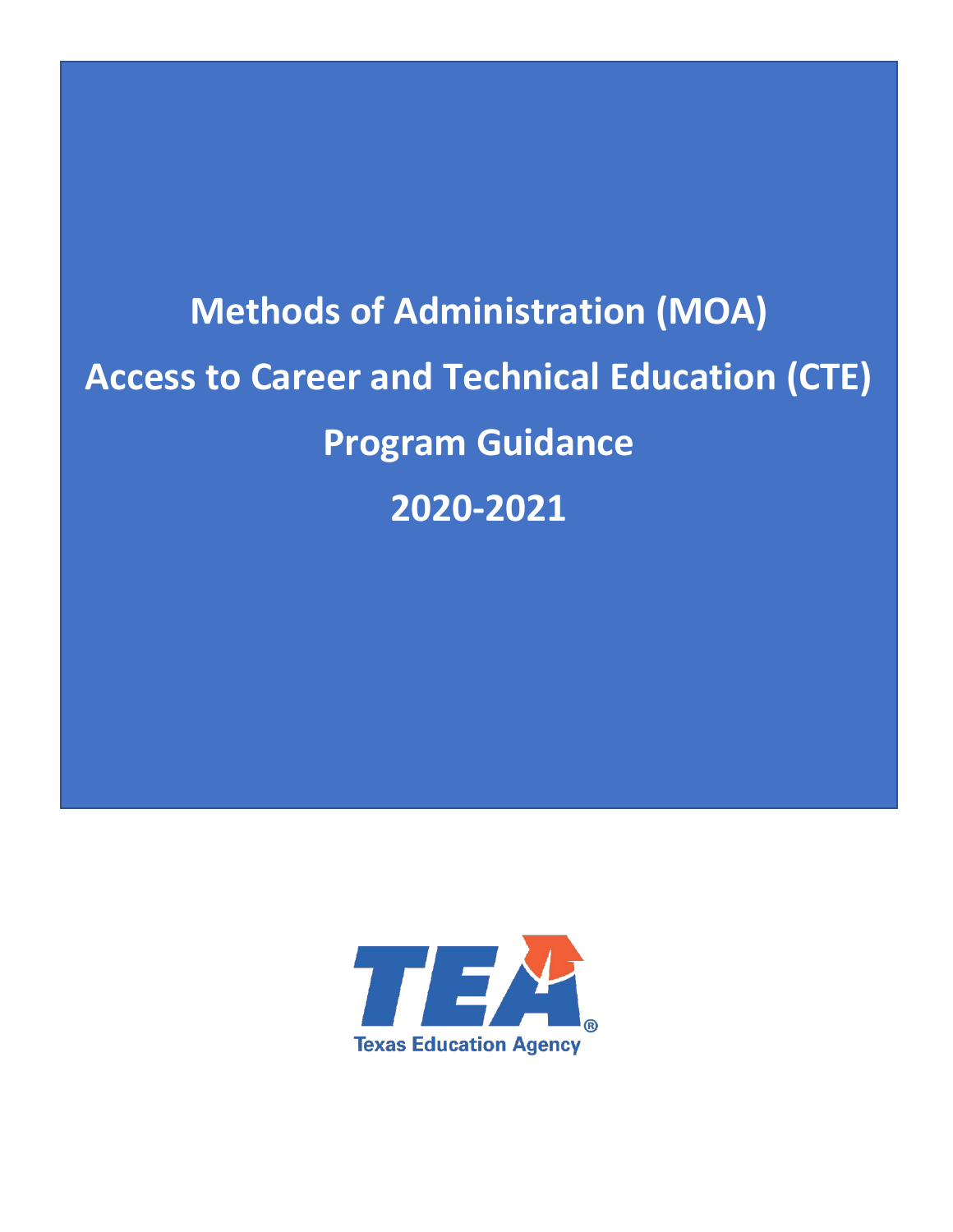# Methods of Administration (MOA)

# Access to Career and Technical Education (CTE)

# Program Guidance

# 2020-2021

Texas Education Agency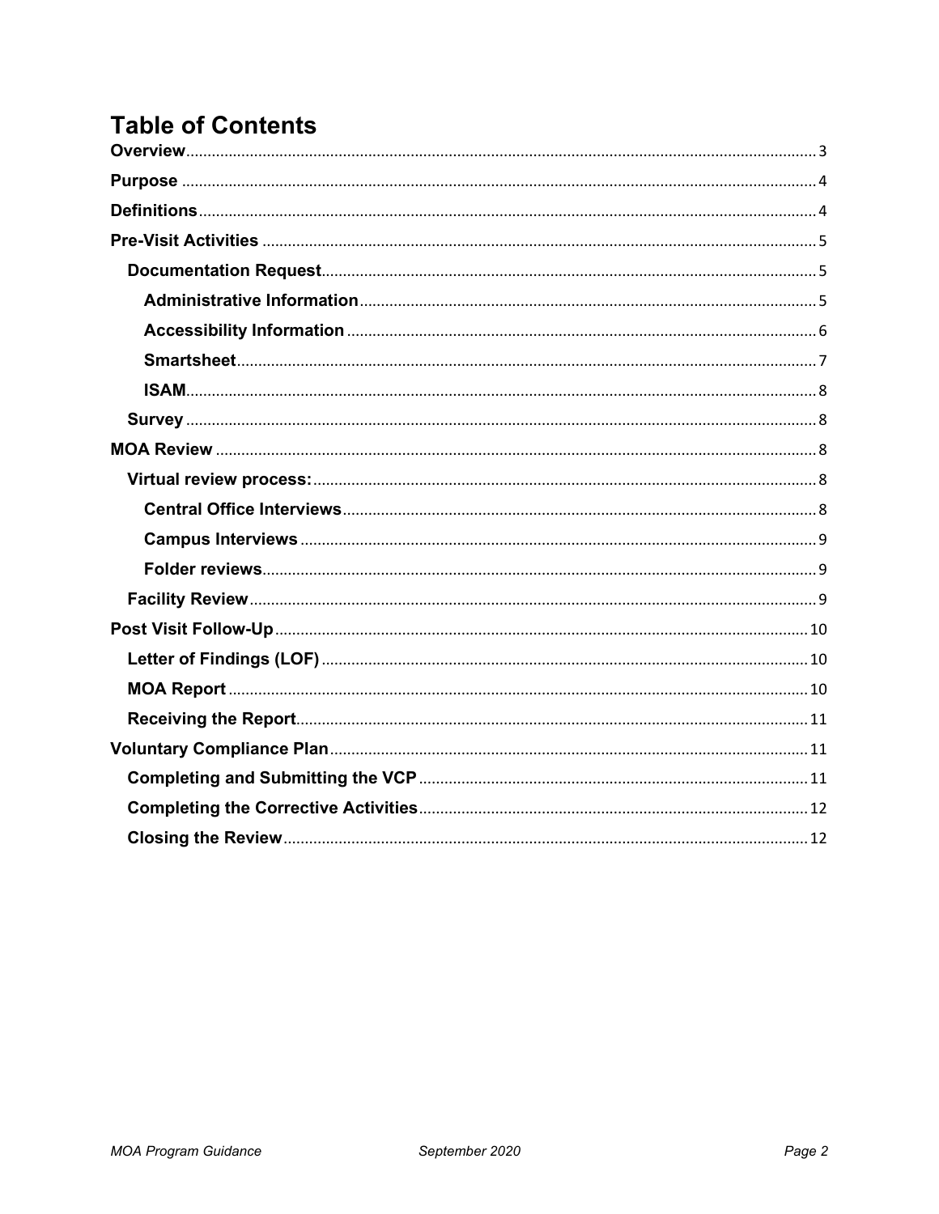# Table of Contents

**Overview** .......... 3

**Purpose** .......... 4

**Definitions** .......... 4

**Pre-Visit Activities** .......... 5

- **Documentation Request** .......... 5
  - **Administrative Information** .......... 5
  - **Accessibility Information** .......... 6
  - **Smartsheet** .......... 7
  - **ISAM** .......... 8
- **Survey** .......... 8

**MOA Review** .......... 8

- **Virtual review process:** .......... 8
  - **Central Office Interviews** .......... 8
  - **Campus Interviews** .......... 9
  - **Folder reviews** .......... 9
- **Facility Review** .......... 9

**Post Visit Follow-Up** .......... 10

- **Letter of Findings (LOF)** .......... 10
- **MOA Report** .......... 10
- **Receiving the Report** .......... 11

**Voluntary Compliance Plan** .......... 11

- **Completing and Submitting the VCP** .......... 11
- **Completing the Corrective Activities** .......... 12
- **Closing the Review** .......... 12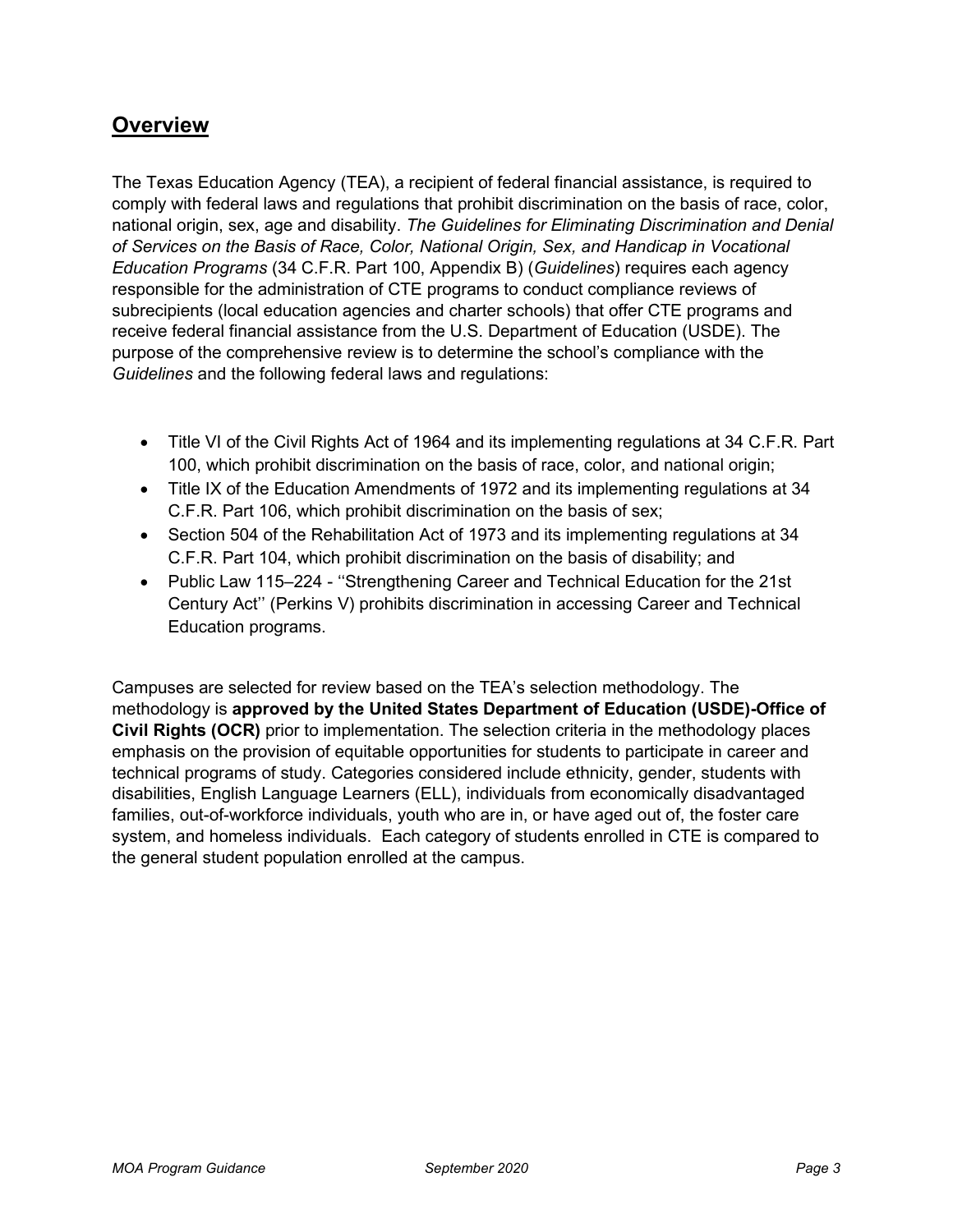## Overview

The Texas Education Agency (TEA), a recipient of federal financial assistance, is required to comply with federal laws and regulations that prohibit discrimination on the basis of race, color, national origin, sex, age and disability. *The Guidelines for Eliminating Discrimination and Denial of Services on the Basis of Race, Color, National Origin, Sex, and Handicap in Vocational Education Programs* (34 C.F.R. Part 100, Appendix B) (*Guidelines*) requires each agency responsible for the administration of CTE programs to conduct compliance reviews of subrecipients (local education agencies and charter schools) that offer CTE programs and receive federal financial assistance from the U.S. Department of Education (USDE). The purpose of the comprehensive review is to determine the school's compliance with the *Guidelines* and the following federal laws and regulations:

- Title VI of the Civil Rights Act of 1964 and its implementing regulations at 34 C.F.R. Part 100, which prohibit discrimination on the basis of race, color, and national origin;
- Title IX of the Education Amendments of 1972 and its implementing regulations at 34 C.F.R. Part 106, which prohibit discrimination on the basis of sex;
- Section 504 of the Rehabilitation Act of 1973 and its implementing regulations at 34 C.F.R. Part 104, which prohibit discrimination on the basis of disability; and
- Public Law 115–224 - ''Strengthening Career and Technical Education for the 21st Century Act'' (Perkins V) prohibits discrimination in accessing Career and Technical Education programs.

Campuses are selected for review based on the TEA's selection methodology. The methodology is **approved by the United States Department of Education (USDE)-Office of Civil Rights (OCR)** prior to implementation. The selection criteria in the methodology places emphasis on the provision of equitable opportunities for students to participate in career and technical programs of study. Categories considered include ethnicity, gender, students with disabilities, English Language Learners (ELL), individuals from economically disadvantaged families, out-of-workforce individuals, youth who are in, or have aged out of, the foster care system, and homeless individuals. Each category of students enrolled in CTE is compared to the general student population enrolled at the campus.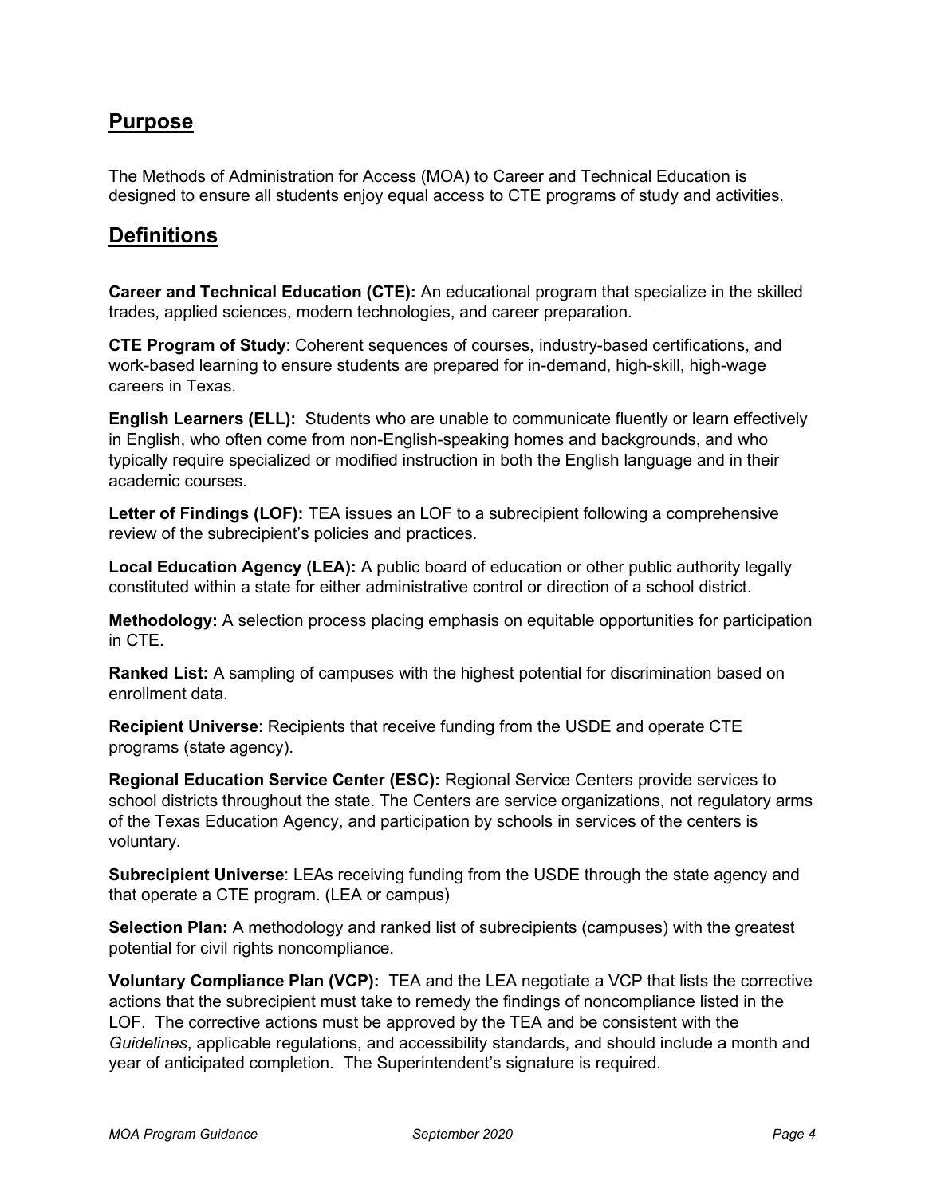## Purpose

The Methods of Administration for Access (MOA) to Career and Technical Education is designed to ensure all students enjoy equal access to CTE programs of study and activities.

## Definitions

**Career and Technical Education (CTE):** An educational program that specialize in the skilled trades, applied sciences, modern technologies, and career preparation.

**CTE Program of Study**: Coherent sequences of courses, industry-based certifications, and work-based learning to ensure students are prepared for in-demand, high-skill, high-wage careers in Texas.

**English Learners (ELL):** Students who are unable to communicate fluently or learn effectively in English, who often come from non-English-speaking homes and backgrounds, and who typically require specialized or modified instruction in both the English language and in their academic courses.

**Letter of Findings (LOF):** TEA issues an LOF to a subrecipient following a comprehensive review of the subrecipient's policies and practices.

**Local Education Agency (LEA):** A public board of education or other public authority legally constituted within a state for either administrative control or direction of a school district.

**Methodology:** A selection process placing emphasis on equitable opportunities for participation in CTE.

**Ranked List:** A sampling of campuses with the highest potential for discrimination based on enrollment data.

**Recipient Universe**: Recipients that receive funding from the USDE and operate CTE programs (state agency).

**Regional Education Service Center (ESC):** Regional Service Centers provide services to school districts throughout the state. The Centers are service organizations, not regulatory arms of the Texas Education Agency, and participation by schools in services of the centers is voluntary.

**Subrecipient Universe**: LEAs receiving funding from the USDE through the state agency and that operate a CTE program. (LEA or campus)

**Selection Plan:** A methodology and ranked list of subrecipients (campuses) with the greatest potential for civil rights noncompliance.

**Voluntary Compliance Plan (VCP):** TEA and the LEA negotiate a VCP that lists the corrective actions that the subrecipient must take to remedy the findings of noncompliance listed in the LOF. The corrective actions must be approved by the TEA and be consistent with the *Guidelines*, applicable regulations, and accessibility standards, and should include a month and year of anticipated completion. The Superintendent's signature is required.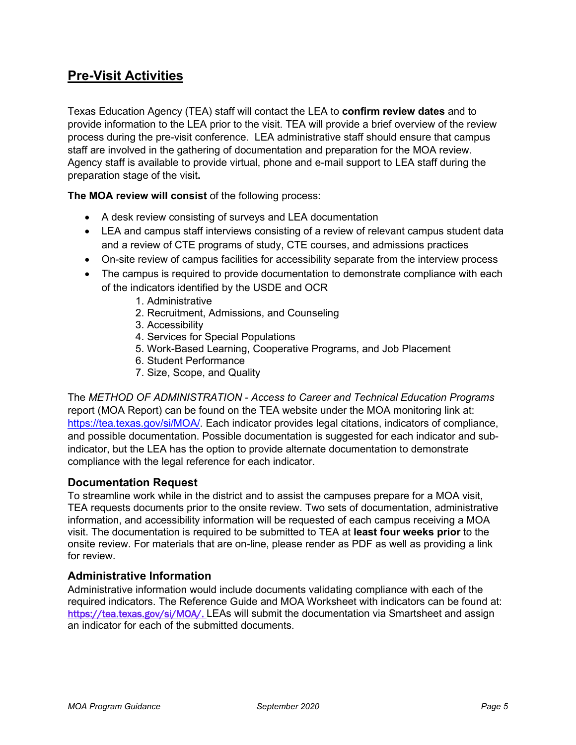## Pre-Visit Activities

Texas Education Agency (TEA) staff will contact the LEA to **confirm review dates** and to provide information to the LEA prior to the visit. TEA will provide a brief overview of the review process during the pre-visit conference. LEA administrative staff should ensure that campus staff are involved in the gathering of documentation and preparation for the MOA review. Agency staff is available to provide virtual, phone and e-mail support to LEA staff during the preparation stage of the visit**.**

**The MOA review will consist** of the following process:

- A desk review consisting of surveys and LEA documentation
- LEA and campus staff interviews consisting of a review of relevant campus student data and a review of CTE programs of study, CTE courses, and admissions practices
- On-site review of campus facilities for accessibility separate from the interview process
- The campus is required to provide documentation to demonstrate compliance with each of the indicators identified by the USDE and OCR
    1. Administrative
    2. Recruitment, Admissions, and Counseling
    3. Accessibility
    4. Services for Special Populations
    5. Work-Based Learning, Cooperative Programs, and Job Placement
    6. Student Performance
    7. Size, Scope, and Quality

The *METHOD OF ADMINISTRATION - Access to Career and Technical Education Programs* report (MOA Report) can be found on the TEA website under the MOA monitoring link at: https://tea.texas.gov/si/MOA/. Each indicator provides legal citations, indicators of compliance, and possible documentation. Possible documentation is suggested for each indicator and sub-indicator, but the LEA has the option to provide alternate documentation to demonstrate compliance with the legal reference for each indicator.

### Documentation Request

To streamline work while in the district and to assist the campuses prepare for a MOA visit, TEA requests documents prior to the onsite review. Two sets of documentation, administrative information, and accessibility information will be requested of each campus receiving a MOA visit. The documentation is required to be submitted to TEA at **least four weeks prior** to the onsite review. For materials that are on-line, please render as PDF as well as providing a link for review.

### Administrative Information

Administrative information would include documents validating compliance with each of the required indicators. The Reference Guide and MOA Worksheet with indicators can be found at: https://tea.texas.gov/si/MOA/. LEAs will submit the documentation via Smartsheet and assign an indicator for each of the submitted documents.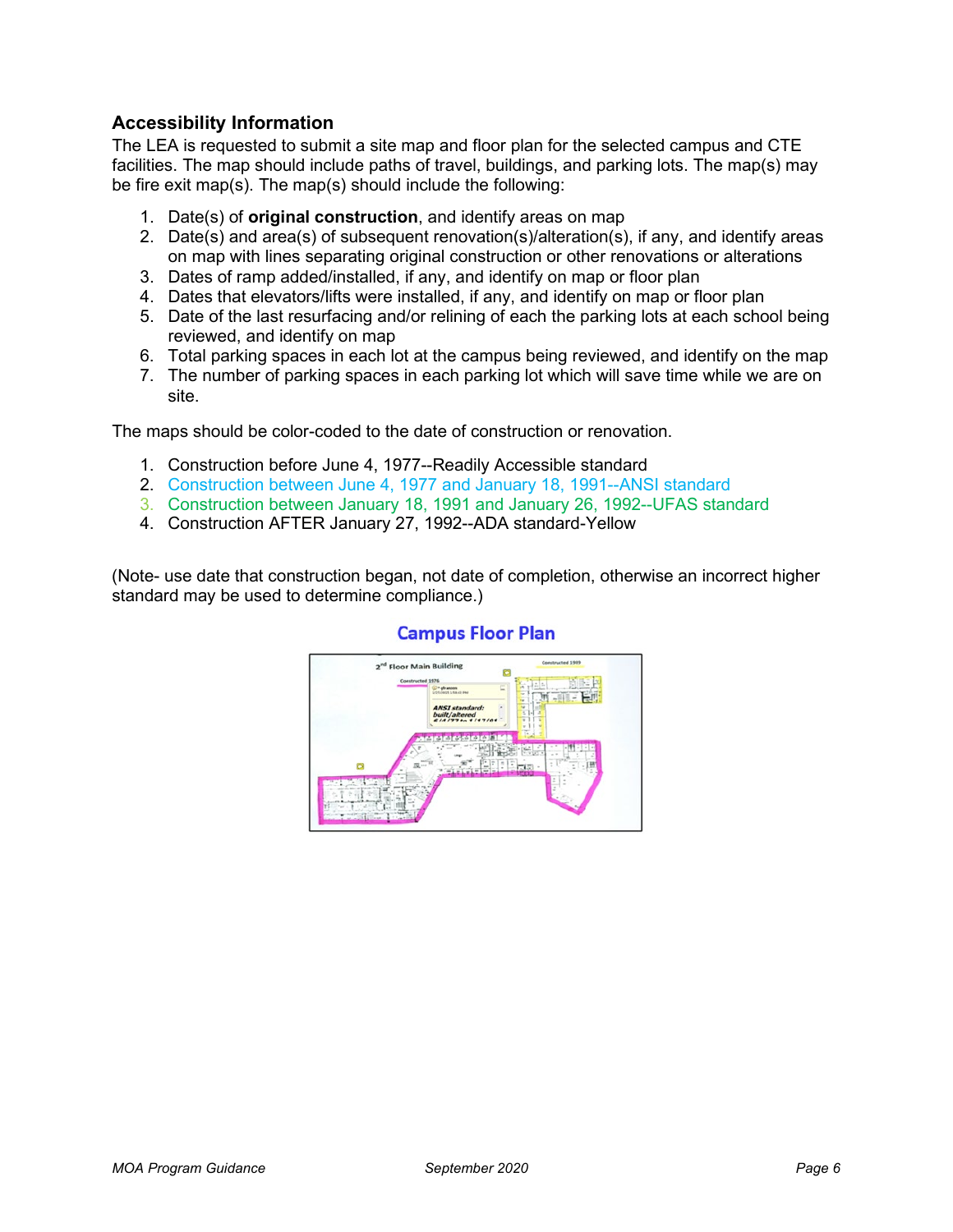### Accessibility Information

The LEA is requested to submit a site map and floor plan for the selected campus and CTE facilities. The map should include paths of travel, buildings, and parking lots. The map(s) may be fire exit map(s). The map(s) should include the following:

1. Date(s) of **original construction**, and identify areas on map
2. Date(s) and area(s) of subsequent renovation(s)/alteration(s), if any, and identify areas on map with lines separating original construction or other renovations or alterations
3. Dates of ramp added/installed, if any, and identify on map or floor plan
4. Dates that elevators/lifts were installed, if any, and identify on map or floor plan
5. Date of the last resurfacing and/or relining of each the parking lots at each school being reviewed, and identify on map
6. Total parking spaces in each lot at the campus being reviewed, and identify on the map
7. The number of parking spaces in each parking lot which will save time while we are on site.

The maps should be color-coded to the date of construction or renovation.

1. Construction before June 4, 1977--Readily Accessible standard
2. Construction between June 4, 1977 and January 18, 1991--ANSI standard
3. Construction between January 18, 1991 and January 26, 1992--UFAS standard
4. Construction AFTER January 27, 1992--ADA standard-Yellow

(Note- use date that construction began, not date of completion, otherwise an incorrect higher standard may be used to determine compliance.)

**Campus Floor Plan**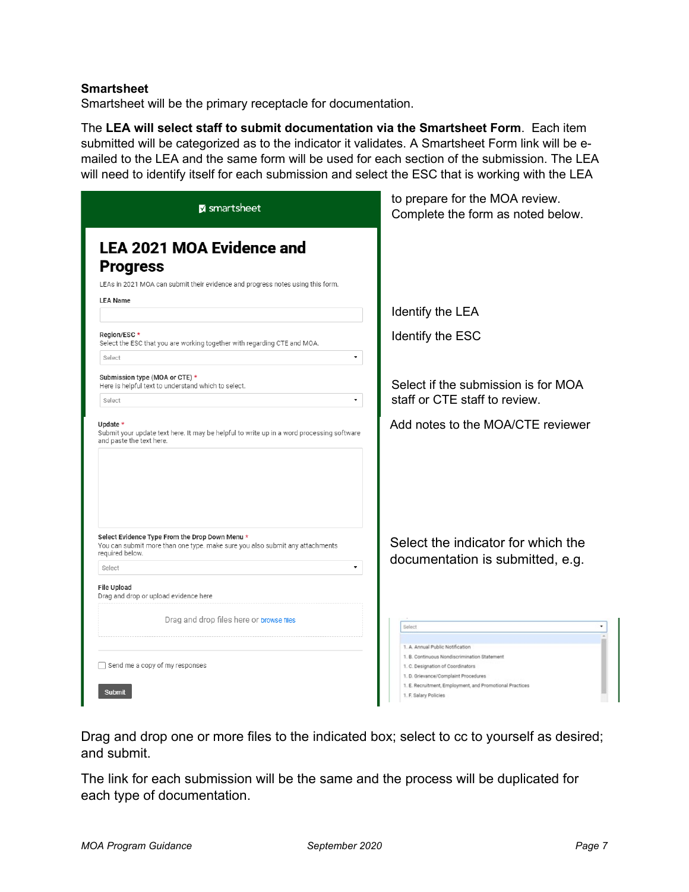**Smartsheet**

Smartsheet will be the primary receptacle for documentation.

The **LEA will select staff to submit documentation via the Smartsheet Form**. Each item submitted will be categorized as to the indicator it validates. A Smartsheet Form link will be e-mailed to the LEA and the same form will be used for each section of the submission. The LEA will need to identify itself for each submission and select the ESC that is working with the LEA to prepare for the MOA review. Complete the form as noted below.

smartsheet

**LEA 2021 MOA Evidence and Progress**

LEAs in 2021 MOA can submit their evidence and progress notes using this form.

**LEA Name** — Identify the LEA

**Region/ESC** * — Identify the ESC
Select the ESC that you are working together with regarding CTE and MOA.
Select

**Submission type (MOA or CTE)** * — Select if the submission is for MOA staff or CTE staff to review.
Here is helpful text to understand which to select.
Select

**Update** * — Add notes to the MOA/CTE reviewer
Submit your update text here. It may be helpful to write up in a word processing software and paste the text here.

**Select Evidence Type From the Drop Down Menu** * — Select the indicator for which the documentation is submitted, e.g.
You can submit more than one type. make sure you also submit any attachments required below.
Select

- 1. A. Annual Public Notification
- 1. B. Continuous Nondiscrimination Statement
- 1. C. Designation of Coordinators
- 1. D. Grievance/Complaint Procedures
- 1. E. Recruitment, Employment, and Promotional Practices
- 1. F. Salary Policies

**File Upload**
Drag and drop or upload evidence here
Drag and drop files here or browse files

Send me a copy of my responses

Submit

Drag and drop one or more files to the indicated box; select to cc to yourself as desired; and submit.

The link for each submission will be the same and the process will be duplicated for each type of documentation.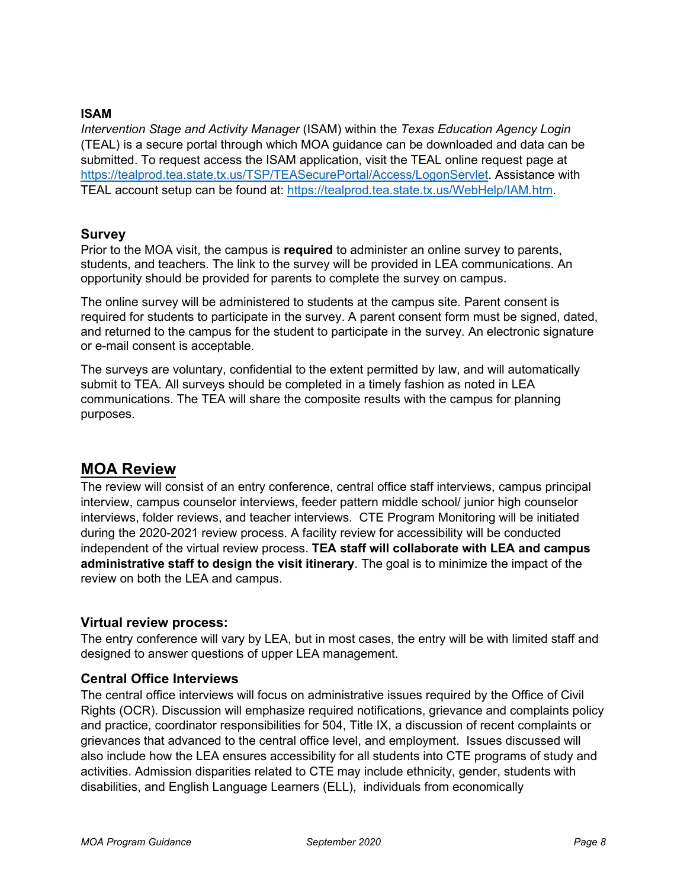### ISAM

*Intervention Stage and Activity Manager* (ISAM) within the *Texas Education Agency Login* (TEAL) is a secure portal through which MOA guidance can be downloaded and data can be submitted. To request access the ISAM application, visit the TEAL online request page at https://tealprod.tea.state.tx.us/TSP/TEASecurePortal/Access/LogonServlet. Assistance with TEAL account setup can be found at: https://tealprod.tea.state.tx.us/WebHelp/IAM.htm.

### Survey

Prior to the MOA visit, the campus is **required** to administer an online survey to parents, students, and teachers. The link to the survey will be provided in LEA communications. An opportunity should be provided for parents to complete the survey on campus.

The online survey will be administered to students at the campus site. Parent consent is required for students to participate in the survey. A parent consent form must be signed, dated, and returned to the campus for the student to participate in the survey. An electronic signature or e-mail consent is acceptable.

The surveys are voluntary, confidential to the extent permitted by law, and will automatically submit to TEA. All surveys should be completed in a timely fashion as noted in LEA communications. The TEA will share the composite results with the campus for planning purposes.

## MOA Review

The review will consist of an entry conference, central office staff interviews, campus principal interview, campus counselor interviews, feeder pattern middle school/ junior high counselor interviews, folder reviews, and teacher interviews. CTE Program Monitoring will be initiated during the 2020-2021 review process. A facility review for accessibility will be conducted independent of the virtual review process. **TEA staff will collaborate with LEA and campus administrative staff to design the visit itinerary**. The goal is to minimize the impact of the review on both the LEA and campus.

### Virtual review process:

The entry conference will vary by LEA, but in most cases, the entry will be with limited staff and designed to answer questions of upper LEA management.

### Central Office Interviews

The central office interviews will focus on administrative issues required by the Office of Civil Rights (OCR). Discussion will emphasize required notifications, grievance and complaints policy and practice, coordinator responsibilities for 504, Title IX, a discussion of recent complaints or grievances that advanced to the central office level, and employment. Issues discussed will also include how the LEA ensures accessibility for all students into CTE programs of study and activities. Admission disparities related to CTE may include ethnicity, gender, students with disabilities, and English Language Learners (ELL), individuals from economically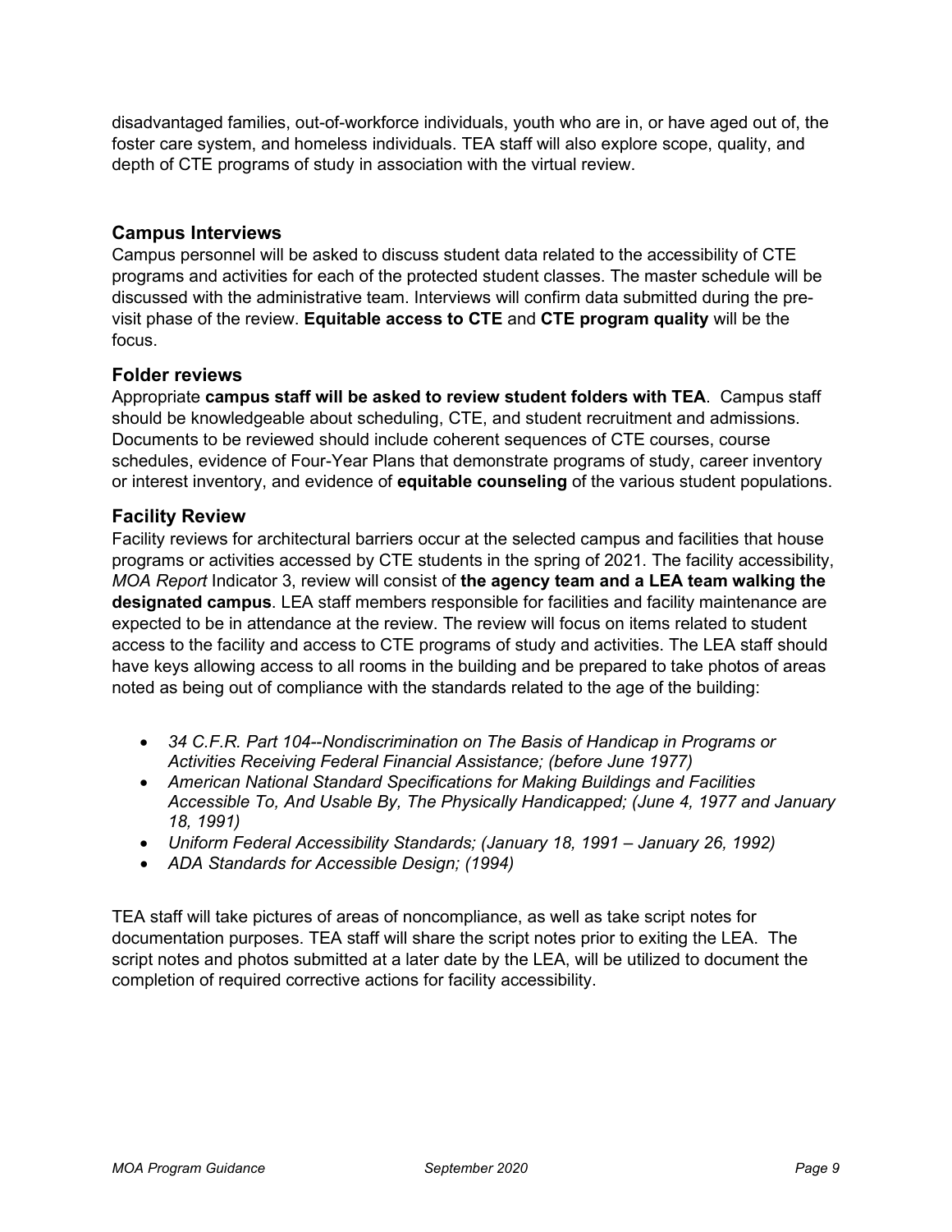disadvantaged families, out-of-workforce individuals, youth who are in, or have aged out of, the foster care system, and homeless individuals. TEA staff will also explore scope, quality, and depth of CTE programs of study in association with the virtual review.

### Campus Interviews

Campus personnel will be asked to discuss student data related to the accessibility of CTE programs and activities for each of the protected student classes. The master schedule will be discussed with the administrative team. Interviews will confirm data submitted during the pre-visit phase of the review. **Equitable access to CTE** and **CTE program quality** will be the focus.

### Folder reviews

Appropriate **campus staff will be asked to review student folders with TEA**. Campus staff should be knowledgeable about scheduling, CTE, and student recruitment and admissions. Documents to be reviewed should include coherent sequences of CTE courses, course schedules, evidence of Four-Year Plans that demonstrate programs of study, career inventory or interest inventory, and evidence of **equitable counseling** of the various student populations.

### Facility Review

Facility reviews for architectural barriers occur at the selected campus and facilities that house programs or activities accessed by CTE students in the spring of 2021. The facility accessibility, *MOA Report* Indicator 3, review will consist of **the agency team and a LEA team walking the designated campus**. LEA staff members responsible for facilities and facility maintenance are expected to be in attendance at the review. The review will focus on items related to student access to the facility and access to CTE programs of study and activities. The LEA staff should have keys allowing access to all rooms in the building and be prepared to take photos of areas noted as being out of compliance with the standards related to the age of the building:

- *34 C.F.R. Part 104--Nondiscrimination on The Basis of Handicap in Programs or Activities Receiving Federal Financial Assistance; (before June 1977)*
- *American National Standard Specifications for Making Buildings and Facilities Accessible To, And Usable By, The Physically Handicapped; (June 4, 1977 and January 18, 1991)*
- *Uniform Federal Accessibility Standards; (January 18, 1991 – January 26, 1992)*
- *ADA Standards for Accessible Design; (1994)*

TEA staff will take pictures of areas of noncompliance, as well as take script notes for documentation purposes. TEA staff will share the script notes prior to exiting the LEA. The script notes and photos submitted at a later date by the LEA, will be utilized to document the completion of required corrective actions for facility accessibility.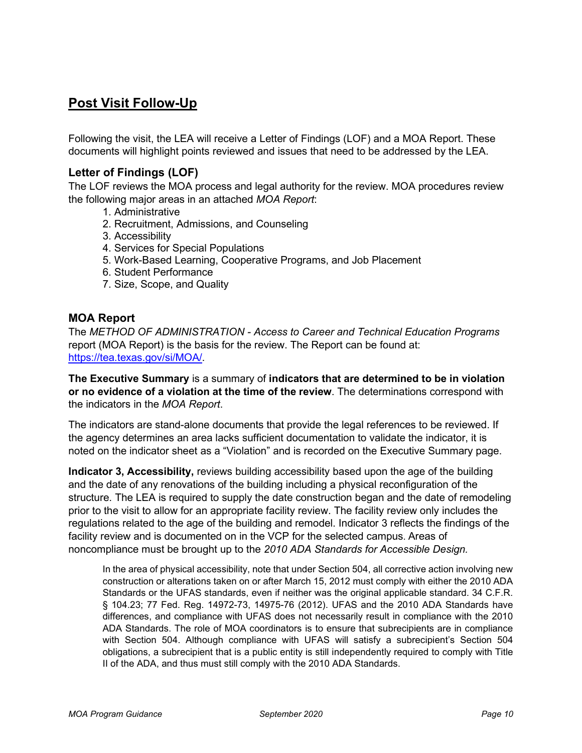## Post Visit Follow-Up

Following the visit, the LEA will receive a Letter of Findings (LOF) and a MOA Report. These documents will highlight points reviewed and issues that need to be addressed by the LEA.

### Letter of Findings (LOF)

The LOF reviews the MOA process and legal authority for the review. MOA procedures review the following major areas in an attached *MOA Report*:

1. Administrative
2. Recruitment, Admissions, and Counseling
3. Accessibility
4. Services for Special Populations
5. Work-Based Learning, Cooperative Programs, and Job Placement
6. Student Performance
7. Size, Scope, and Quality

### MOA Report

The *METHOD OF ADMINISTRATION - Access to Career and Technical Education Programs* report (MOA Report) is the basis for the review. The Report can be found at: [https://tea.texas.gov/si/MOA/](https://tea.texas.gov/si/MOA/).

**The Executive Summary** is a summary of **indicators that are determined to be in violation or no evidence of a violation at the time of the review**. The determinations correspond with the indicators in the *MOA Report*.

The indicators are stand-alone documents that provide the legal references to be reviewed. If the agency determines an area lacks sufficient documentation to validate the indicator, it is noted on the indicator sheet as a "Violation" and is recorded on the Executive Summary page.

**Indicator 3, Accessibility,** reviews building accessibility based upon the age of the building and the date of any renovations of the building including a physical reconfiguration of the structure. The LEA is required to supply the date construction began and the date of remodeling prior to the visit to allow for an appropriate facility review. The facility review only includes the regulations related to the age of the building and remodel. Indicator 3 reflects the findings of the facility review and is documented on in the VCP for the selected campus. Areas of noncompliance must be brought up to the *2010 ADA Standards for Accessible Design.*

> In the area of physical accessibility, note that under Section 504, all corrective action involving new construction or alterations taken on or after March 15, 2012 must comply with either the 2010 ADA Standards or the UFAS standards, even if neither was the original applicable standard. 34 C.F.R. § 104.23; 77 Fed. Reg. 14972-73, 14975-76 (2012). UFAS and the 2010 ADA Standards have differences, and compliance with UFAS does not necessarily result in compliance with the 2010 ADA Standards. The role of MOA coordinators is to ensure that subrecipients are in compliance with Section 504. Although compliance with UFAS will satisfy a subrecipient's Section 504 obligations, a subrecipient that is a public entity is still independently required to comply with Title II of the ADA, and thus must still comply with the 2010 ADA Standards.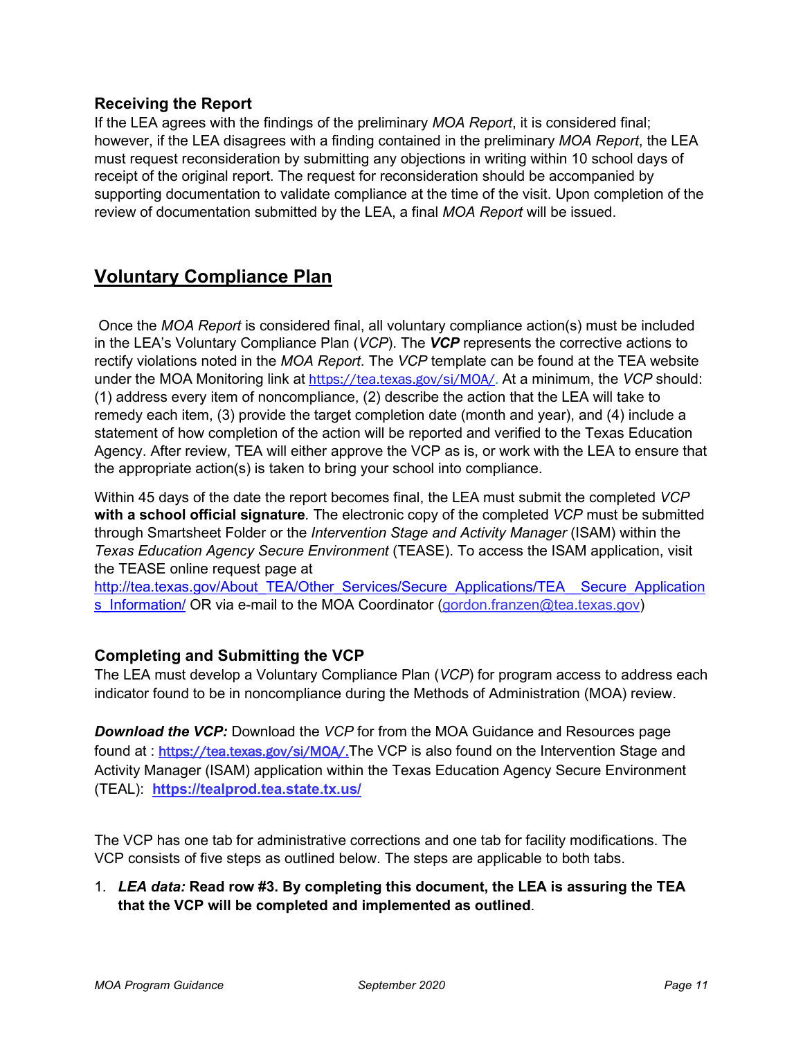### Receiving the Report

If the LEA agrees with the findings of the preliminary *MOA Report*, it is considered final; however, if the LEA disagrees with a finding contained in the preliminary *MOA Report*, the LEA must request reconsideration by submitting any objections in writing within 10 school days of receipt of the original report. The request for reconsideration should be accompanied by supporting documentation to validate compliance at the time of the visit. Upon completion of the review of documentation submitted by the LEA, a final *MOA Report* will be issued.

## Voluntary Compliance Plan

Once the *MOA Report* is considered final, all voluntary compliance action(s) must be included in the LEA's Voluntary Compliance Plan (*VCP*). The ***VCP*** represents the corrective actions to rectify violations noted in the *MOA Report*. The *VCP* template can be found at the TEA website under the MOA Monitoring link at https://tea.texas.gov/si/MOA/. At a minimum, the *VCP* should: (1) address every item of noncompliance, (2) describe the action that the LEA will take to remedy each item, (3) provide the target completion date (month and year), and (4) include a statement of how completion of the action will be reported and verified to the Texas Education Agency. After review, TEA will either approve the VCP as is, or work with the LEA to ensure that the appropriate action(s) is taken to bring your school into compliance.

Within 45 days of the date the report becomes final, the LEA must submit the completed *VCP* **with a school official signature**. The electronic copy of the completed *VCP* must be submitted through Smartsheet Folder or the *Intervention Stage and Activity Manager* (ISAM) within the *Texas Education Agency Secure Environment* (TEASE). To access the ISAM application, visit the TEASE online request page at http://tea.texas.gov/About_TEA/Other_Services/Secure_Applications/TEA__Secure_Applications_Information/ OR via e-mail to the MOA Coordinator (gordon.franzen@tea.texas.gov)

### Completing and Submitting the VCP

The LEA must develop a Voluntary Compliance Plan (*VCP*) for program access to address each indicator found to be in noncompliance during the Methods of Administration (MOA) review.

***Download the VCP:*** Download the *VCP* for from the MOA Guidance and Resources page found at : **https://tea.texas.gov/si/MOA/.** The VCP is also found on the Intervention Stage and Activity Manager (ISAM) application within the Texas Education Agency Secure Environment (TEAL): **https://tealprod.tea.state.tx.us/**

The VCP has one tab for administrative corrections and one tab for facility modifications. The VCP consists of five steps as outlined below. The steps are applicable to both tabs.

1. ***LEA data:*** **Read row #3. By completing this document, the LEA is assuring the TEA that the VCP will be completed and implemented as outlined**.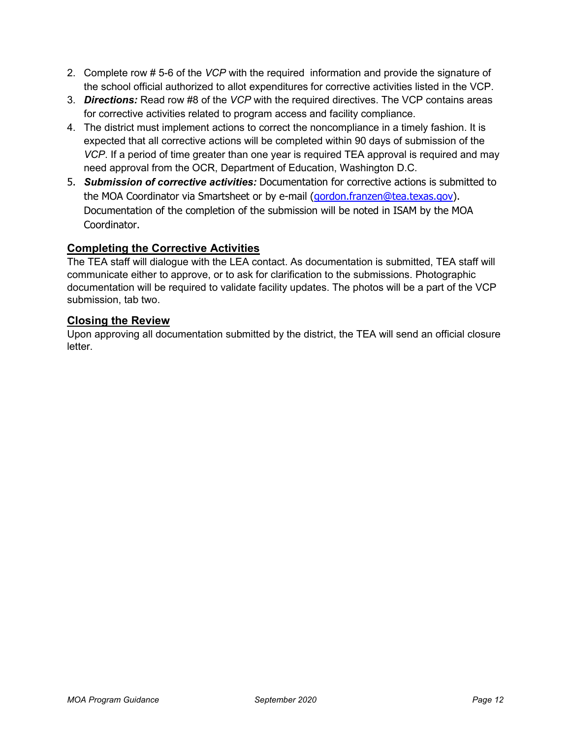2. Complete row # 5-6 of the *VCP* with the required information and provide the signature of the school official authorized to allot expenditures for corrective activities listed in the VCP.
3. ***Directions:*** Read row #8 of the *VCP* with the required directives. The VCP contains areas for corrective activities related to program access and facility compliance.
4. The district must implement actions to correct the noncompliance in a timely fashion. It is expected that all corrective actions will be completed within 90 days of submission of the *VCP*. If a period of time greater than one year is required TEA approval is required and may need approval from the OCR, Department of Education, Washington D.C.
5. ***Submission of corrective activities:*** Documentation for corrective actions is submitted to the MOA Coordinator via Smartsheet or by e-mail (gordon.franzen@tea.texas.gov). Documentation of the completion of the submission will be noted in ISAM by the MOA Coordinator.

## Completing the Corrective Activities

The TEA staff will dialogue with the LEA contact. As documentation is submitted, TEA staff will communicate either to approve, or to ask for clarification to the submissions. Photographic documentation will be required to validate facility updates. The photos will be a part of the VCP submission, tab two.

## Closing the Review

Upon approving all documentation submitted by the district, the TEA will send an official closure letter.